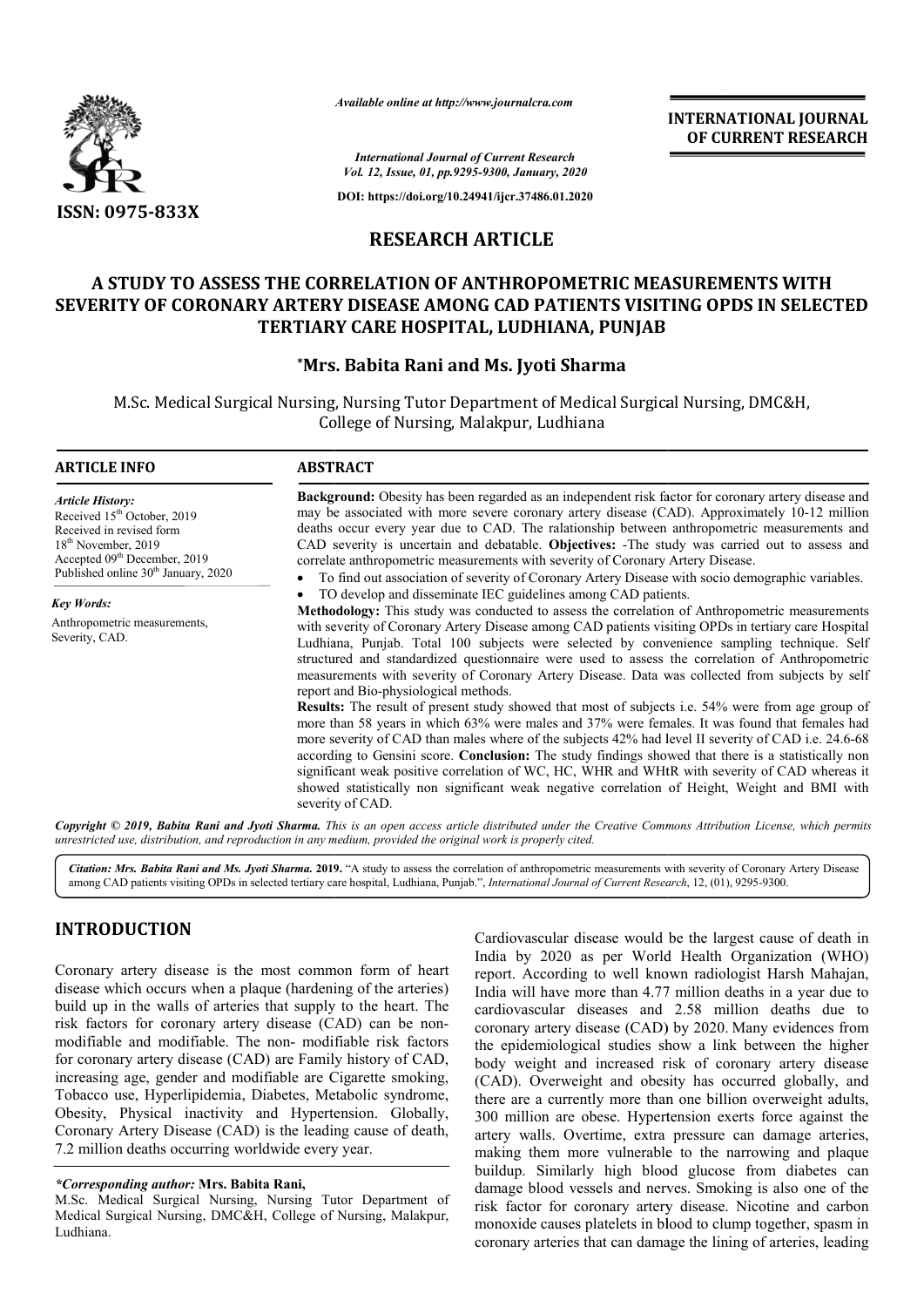ISSN: 0975-833X

*Available online at http://www.journalcra.com*

*International Journal of Current Research*
*Vol. 12, Issue, 01, pp.9295-9300, January, 2020*

**DOI: https://doi.org/10.24941/ijcr.37486.01.2020**

**INTERNATIONAL JOURNAL OF CURRENT RESEARCH**

# RESEARCH ARTICLE

# A STUDY TO ASSESS THE CORRELATION OF ANTHROPOMETRIC MEASUREMENTS WITH SEVERITY OF CORONARY ARTERY DISEASE AMONG CAD PATIENTS VISITING OPDS IN SELECTED TERTIARY CARE HOSPITAL, LUDHIANA, PUNJAB

**\*Mrs. Babita Rani and Ms. Jyoti Sharma**

M.Sc. Medical Surgical Nursing, Nursing Tutor Department of Medical Surgical Nursing, DMC&H, College of Nursing, Malakpur, Ludhiana

## ARTICLE INFO

*Article History:*
Received 15th October, 2019
Received in revised form
18th November, 2019
Accepted 09th December, 2019
Published online 30th January, 2020

*Key Words:*
Anthropometric measurements, Severity, CAD.

## ABSTRACT

**Background:** Obesity has been regarded as an independent risk factor for coronary artery disease and may be associated with more severe coronary artery disease (CAD). Approximately 10-12 million deaths occur every year due to CAD. The ralationship between anthropometric measurements and CAD severity is uncertain and debatable. **Objectives:** -The study was carried out to assess and correlate anthropometric measurements with severity of Coronary Artery Disease.

- To find out association of severity of Coronary Artery Disease with socio demographic variables.
- TO develop and disseminate IEC guidelines among CAD patients.

**Methodology:** This study was conducted to assess the correlation of Anthropometric measurements with severity of Coronary Artery Disease among CAD patients visiting OPDs in tertiary care Hospital Ludhiana, Punjab. Total 100 subjects were selected by convenience sampling technique. Self structured and standardized questionnaire were used to assess the correlation of Anthropometric measurements with severity of Coronary Artery Disease. Data was collected from subjects by self report and Bio-physiological methods.

**Results:** The result of present study showed that most of subjects i.e. 54% were from age group of more than 58 years in which 63% were males and 37% were females. It was found that females had more severity of CAD than males where of the subjects 42% had level II severity of CAD i.e. 24.6-68 according to Gensini score. **Conclusion:** The study findings showed that there is a statistically non significant weak positive correlation of WC, HC, WHR and WHtR with severity of CAD whereas it showed statistically non significant weak negative correlation of Height, Weight and BMI with severity of CAD.

***Copyright © 2019, Babita Rani and Jyoti Sharma.*** *This is an open access article distributed under the Creative Commons Attribution License, which permits unrestricted use, distribution, and reproduction in any medium, provided the original work is properly cited.*

***Citation: Mrs. Babita Rani and Ms. Jyoti Sharma.* 2019.** "A study to assess the correlation of anthropometric measurements with severity of Coronary Artery Disease among CAD patients visiting OPDs in selected tertiary care hospital, Ludhiana, Punjab.", *International Journal of Current Research*, 12, (01), 9295-9300.

## INTRODUCTION

Coronary artery disease is the most common form of heart disease which occurs when a plaque (hardening of the arteries) build up in the walls of arteries that supply to the heart. The risk factors for coronary artery disease (CAD) can be non-modifiable and modifiable. The non- modifiable risk factors for coronary artery disease (CAD) are Family history of CAD, increasing age, gender and modifiable are Cigarette smoking, Tobacco use, Hyperlipidemia, Diabetes, Metabolic syndrome, Obesity, Physical inactivity and Hypertension. Globally, Coronary Artery Disease (CAD) is the leading cause of death, 7.2 million deaths occurring worldwide every year.

Cardiovascular disease would be the largest cause of death in India by 2020 as per World Health Organization (WHO) report. According to well known radiologist Harsh Mahajan, India will have more than 4.77 million deaths in a year due to cardiovascular diseases and 2.58 million deaths due to coronary artery disease (CAD) by 2020. Many evidences from the epidemiological studies show a link between the higher body weight and increased risk of coronary artery disease (CAD). Overweight and obesity has occurred globally, and there are a currently more than one billion overweight adults, 300 million are obese. Hypertension exerts force against the artery walls. Overtime, extra pressure can damage arteries, making them more vulnerable to the narrowing and plaque buildup. Similarly high blood glucose from diabetes can damage blood vessels and nerves. Smoking is also one of the risk factor for coronary artery disease. Nicotine and carbon monoxide causes platelets in blood to clump together, spasm in coronary arteries that can damage the lining of arteries, leading

*\*Corresponding author:* **Mrs. Babita Rani,**
M.Sc. Medical Surgical Nursing, Nursing Tutor Department of Medical Surgical Nursing, DMC&H, College of Nursing, Malakpur, Ludhiana.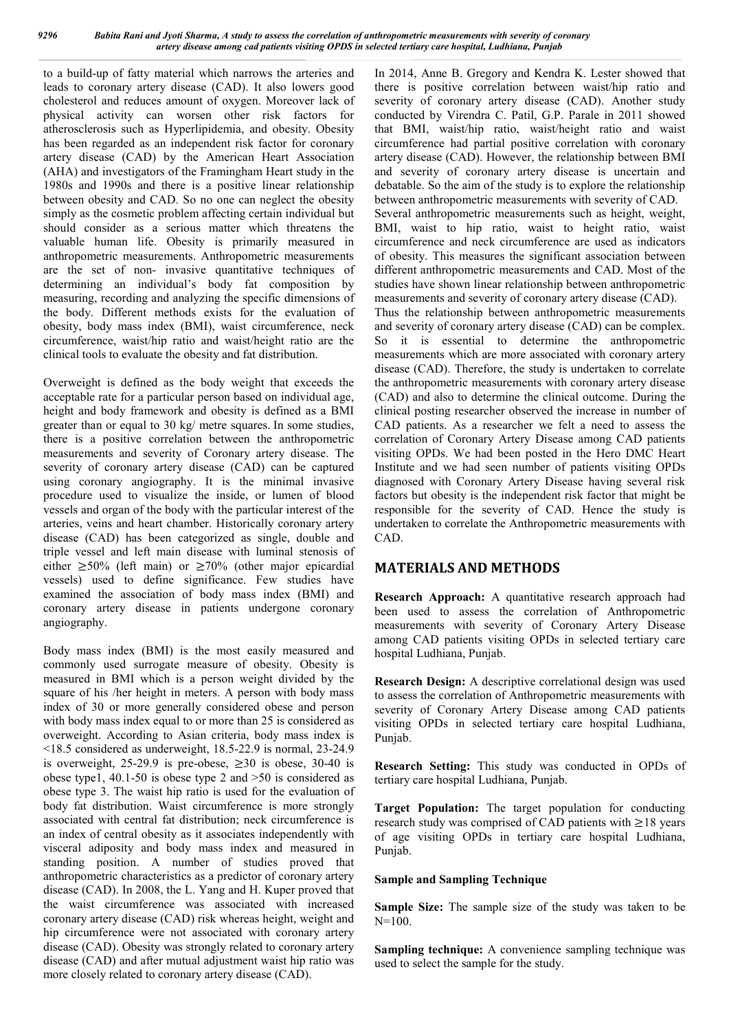to a build-up of fatty material which narrows the arteries and leads to coronary artery disease (CAD). It also lowers good cholesterol and reduces amount of oxygen. Moreover lack of physical activity can worsen other risk factors for atherosclerosis such as Hyperlipidemia, and obesity. Obesity has been regarded as an independent risk factor for coronary artery disease (CAD) by the American Heart Association (AHA) and investigators of the Framingham Heart study in the 1980s and 1990s and there is a positive linear relationship between obesity and CAD. So no one can neglect the obesity simply as the cosmetic problem affecting certain individual but should consider as a serious matter which threatens the valuable human life. Obesity is primarily measured in anthropometric measurements. Anthropometric measurements are the set of non- invasive quantitative techniques of determining an individual's body fat composition by measuring, recording and analyzing the specific dimensions of the body. Different methods exists for the evaluation of obesity, body mass index (BMI), waist circumference, neck circumference, waist/hip ratio and waist/height ratio are the clinical tools to evaluate the obesity and fat distribution.

Overweight is defined as the body weight that exceeds the acceptable rate for a particular person based on individual age, height and body framework and obesity is defined as a BMI greater than or equal to 30 kg/ metre squares. In some studies, there is a positive correlation between the anthropometric measurements and severity of Coronary artery disease. The severity of coronary artery disease (CAD) can be captured using coronary angiography. It is the minimal invasive procedure used to visualize the inside, or lumen of blood vessels and organ of the body with the particular interest of the arteries, veins and heart chamber. Historically coronary artery disease (CAD) has been categorized as single, double and triple vessel and left main disease with luminal stenosis of either ≥50% (left main) or ≥70% (other major epicardial vessels) used to define significance. Few studies have examined the association of body mass index (BMI) and coronary artery disease in patients undergone coronary angiography.

Body mass index (BMI) is the most easily measured and commonly used surrogate measure of obesity. Obesity is measured in BMI which is a person weight divided by the square of his /her height in meters. A person with body mass index of 30 or more generally considered obese and person with body mass index equal to or more than 25 is considered as overweight. According to Asian criteria, body mass index is <18.5 considered as underweight, 18.5-22.9 is normal, 23-24.9 is overweight, 25-29.9 is pre-obese, ≥30 is obese, 30-40 is obese type1, 40.1-50 is obese type 2 and >50 is considered as obese type 3. The waist hip ratio is used for the evaluation of body fat distribution. Waist circumference is more strongly associated with central fat distribution; neck circumference is an index of central obesity as it associates independently with visceral adiposity and body mass index and measured in standing position. A number of studies proved that anthropometric characteristics as a predictor of coronary artery disease (CAD). In 2008, the L. Yang and H. Kuper proved that the waist circumference was associated with increased coronary artery disease (CAD) risk whereas height, weight and hip circumference were not associated with coronary artery disease (CAD). Obesity was strongly related to coronary artery disease (CAD) and after mutual adjustment waist hip ratio was more closely related to coronary artery disease (CAD).

In 2014, Anne B. Gregory and Kendra K. Lester showed that there is positive correlation between waist/hip ratio and severity of coronary artery disease (CAD). Another study conducted by Virendra C. Patil, G.P. Parale in 2011 showed that BMI, waist/hip ratio, waist/height ratio and waist circumference had partial positive correlation with coronary artery disease (CAD). However, the relationship between BMI and severity of coronary artery disease is uncertain and debatable. So the aim of the study is to explore the relationship between anthropometric measurements with severity of CAD. Several anthropometric measurements such as height, weight, BMI, waist to hip ratio, waist to height ratio, waist circumference and neck circumference are used as indicators of obesity. This measures the significant association between different anthropometric measurements and CAD. Most of the studies have shown linear relationship between anthropometric measurements and severity of coronary artery disease (CAD). Thus the relationship between anthropometric measurements and severity of coronary artery disease (CAD) can be complex. So it is essential to determine the anthropometric measurements which are more associated with coronary artery disease (CAD). Therefore, the study is undertaken to correlate the anthropometric measurements with coronary artery disease (CAD) and also to determine the clinical outcome. During the clinical posting researcher observed the increase in number of CAD patients. As a researcher we felt a need to assess the correlation of Coronary Artery Disease among CAD patients visiting OPDs. We had been posted in the Hero DMC Heart Institute and we had seen number of patients visiting OPDs diagnosed with Coronary Artery Disease having several risk factors but obesity is the independent risk factor that might be responsible for the severity of CAD. Hence the study is undertaken to correlate the Anthropometric measurements with CAD.

## MATERIALS AND METHODS

**Research Approach:** A quantitative research approach had been used to assess the correlation of Anthropometric measurements with severity of Coronary Artery Disease among CAD patients visiting OPDs in selected tertiary care hospital Ludhiana, Punjab.

**Research Design:** A descriptive correlational design was used to assess the correlation of Anthropometric measurements with severity of Coronary Artery Disease among CAD patients visiting OPDs in selected tertiary care hospital Ludhiana, Punjab.

**Research Setting:** This study was conducted in OPDs of tertiary care hospital Ludhiana, Punjab.

**Target Population:** The target population for conducting research study was comprised of CAD patients with ≥18 years of age visiting OPDs in tertiary care hospital Ludhiana, Punjab.

### Sample and Sampling Technique

**Sample Size:** The sample size of the study was taken to be N=100.

**Sampling technique:** A convenience sampling technique was used to select the sample for the study.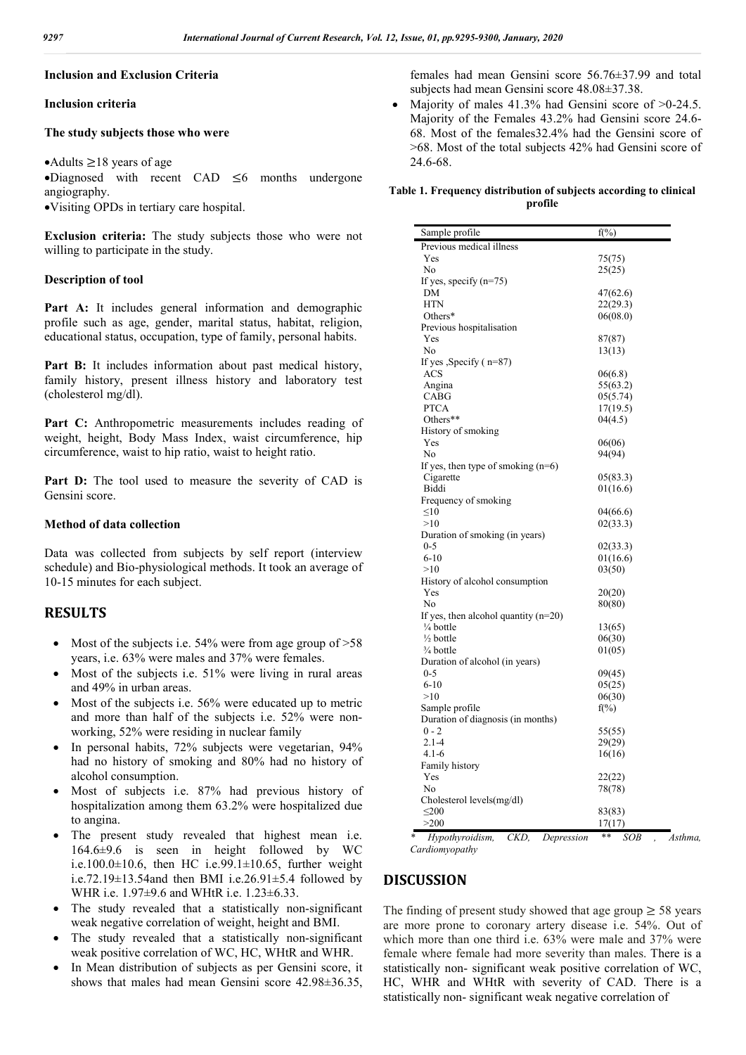### Inclusion and Exclusion Criteria

### Inclusion criteria

**The study subjects those who were**

- Adults ≥18 years of age
- Diagnosed with recent CAD ≤6 months undergone angiography.
- Visiting OPDs in tertiary care hospital.

**Exclusion criteria:** The study subjects those who were not willing to participate in the study.

### Description of tool

**Part A:** It includes general information and demographic profile such as age, gender, marital status, habitat, religion, educational status, occupation, type of family, personal habits.

**Part B:** It includes information about past medical history, family history, present illness history and laboratory test (cholesterol mg/dl).

**Part C:** Anthropometric measurements includes reading of weight, height, Body Mass Index, waist circumference, hip circumference, waist to hip ratio, waist to height ratio.

**Part D:** The tool used to measure the severity of CAD is Gensini score.

### Method of data collection

Data was collected from subjects by self report (interview schedule) and Bio-physiological methods. It took an average of 10-15 minutes for each subject.

## RESULTS

- Most of the subjects i.e. 54% were from age group of >58 years, i.e. 63% were males and 37% were females.
- Most of the subjects i.e. 51% were living in rural areas and 49% in urban areas.
- Most of the subjects i.e. 56% were educated up to metric and more than half of the subjects i.e. 52% were non-working, 52% were residing in nuclear family
- In personal habits, 72% subjects were vegetarian, 94% had no history of smoking and 80% had no history of alcohol consumption.
- Most of subjects i.e. 87% had previous history of hospitalization among them 63.2% were hospitalized due to angina.
- The present study revealed that highest mean i.e. 164.6±9.6 is seen in height followed by WC i.e.100.0±10.6, then HC i.e.99.1±10.65, further weight i.e.72.19±13.54and then BMI i.e.26.91±5.4 followed by WHR i.e. 1.97±9.6 and WHtR i.e. 1.23±6.33.
- The study revealed that a statistically non-significant weak negative correlation of weight, height and BMI.
- The study revealed that a statistically non-significant weak positive correlation of WC, HC, WHtR and WHR.
- In Mean distribution of subjects as per Gensini score, it shows that males had mean Gensini score 42.98±36.35, females had mean Gensini score 56.76±37.99 and total subjects had mean Gensini score 48.08±37.38.
- Majority of males 41.3% had Gensini score of >0-24.5. Majority of the Females 43.2% had Gensini score 24.6-68. Most of the females32.4% had the Gensini score of >68. Most of the total subjects 42% had Gensini score of 24.6-68.

**Table 1. Frequency distribution of subjects according to clinical profile**

| Sample profile | f(%) |
|---|---|
| Previous medical illness | |
| Yes | 75(75) |
| No | 25(25) |
| If yes, specify (n=75) | |
| DM | 47(62.6) |
| HTN | 22(29.3) |
| Others* | 06(08.0) |
| Previous hospitalisation | |
| Yes | 87(87) |
| No | 13(13) |
| If yes ,Specify ( n=87) | |
| ACS | 06(6.8) |
| Angina | 55(63.2) |
| CABG | 05(5.74) |
| PTCA | 17(19.5) |
| Others** | 04(4.5) |
| History of smoking | |
| Yes | 06(06) |
| No | 94(94) |
| If yes, then type of smoking (n=6) | |
| Cigarette | 05(83.3) |
| Biddi | 01(16.6) |
| Frequency of smoking | |
| ≤10 | 04(66.6) |
| >10 | 02(33.3) |
| Duration of smoking (in years) | |
| 0-5 | 02(33.3) |
| 6-10 | 01(16.6) |
| >10 | 03(50) |
| History of alcohol consumption | |
| Yes | 20(20) |
| No | 80(80) |
| If yes, then alcohol quantity (n=20) | |
| ¼ bottle | 13(65) |
| ½ bottle | 06(30) |
| ¾ bottle | 01(05) |
| Duration of alcohol (in years) | |
| 0-5 | 09(45) |
| 6-10 | 05(25) |
| >10 | 06(30) |
| Sample profile | f(%) |
| Duration of diagnosis (in months) | |
| 0 - 2 | 55(55) |
| 2.1-4 | 29(29) |
| 4.1-6 | 16(16) |
| Family history | |
| Yes | 22(22) |
| No | 78(78) |
| Cholesterol levels(mg/dl) | |
| ≤200 | 83(83) |
| >200 | 17(17) |

*\* Hypothyroidism, CKD, Depression \*\* SOB , Asthma, Cardiomyopathy*

## DISCUSSION

The finding of present study showed that age group ≥ 58 years are more prone to coronary artery disease i.e. 54%. Out of which more than one third i.e. 63% were male and 37% were female where female had more severity than males. There is a statistically non- significant weak positive correlation of WC, HC, WHR and WHtR with severity of CAD. There is a statistically non- significant weak negative correlation of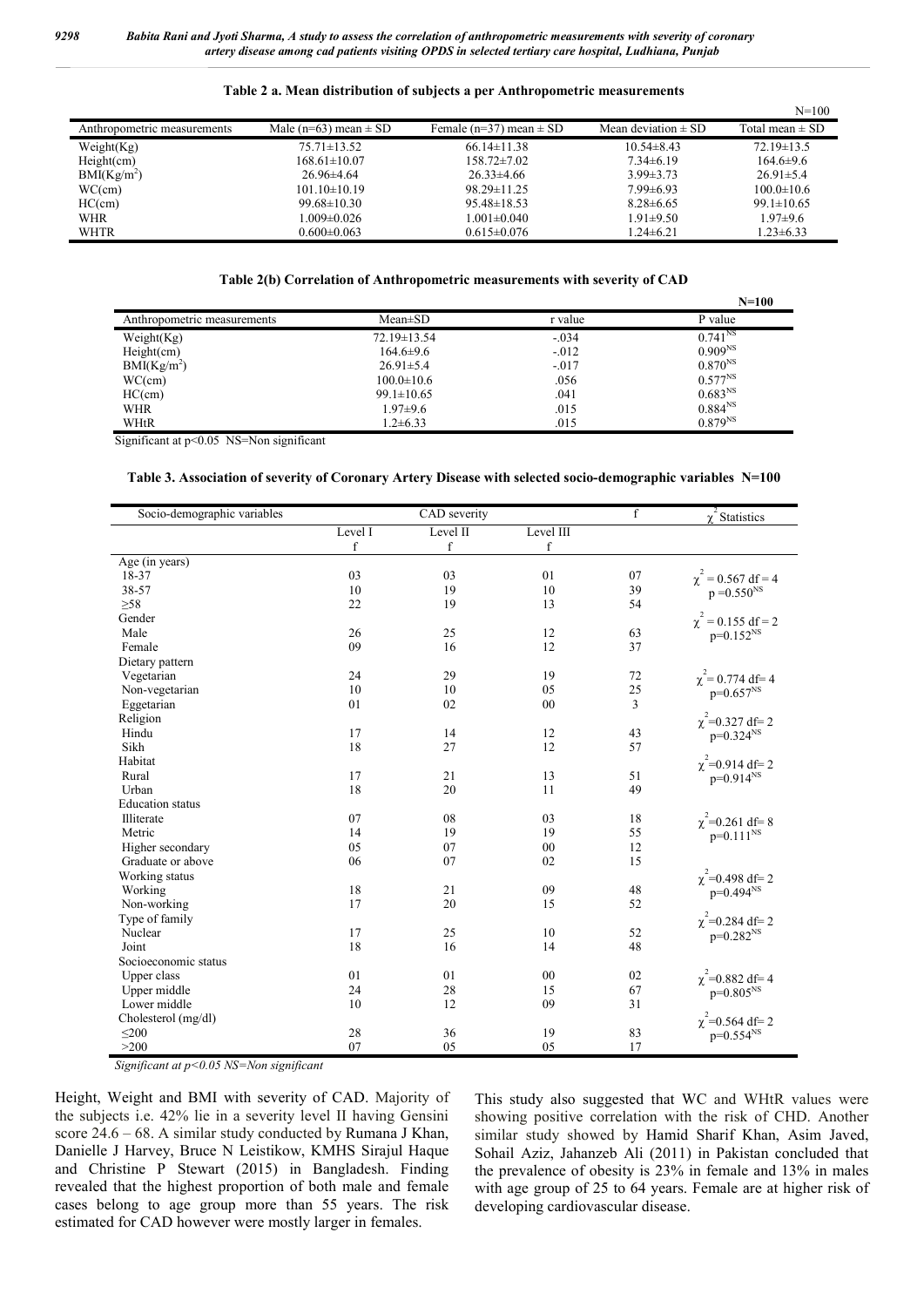**Table 2 a. Mean distribution of subjects a per Anthropometric measurements**

N=100

| Anthropometric measurements | Male (n=63) mean ± SD | Female (n=37) mean ± SD | Mean deviation ± SD | Total mean ± SD |
|---|---|---|---|---|
| Weight(Kg) | 75.71±13.52 | 66.14±11.38 | 10.54±8.43 | 72.19±13.5 |
| Height(cm) | 168.61±10.07 | 158.72±7.02 | 7.34±6.19 | 164.6±9.6 |
| BMI(Kg/m$^2$) | 26.96±4.64 | 26.33±4.66 | 3.99±3.73 | 26.91±5.4 |
| WC(cm) | 101.10±10.19 | 98.29±11.25 | 7.99±6.93 | 100.0±10.6 |
| HC(cm) | 99.68±10.30 | 95.48±18.53 | 8.28±6.65 | 99.1±10.65 |
| WHR | 1.009±0.026 | 1.001±0.040 | 1.91±9.50 | 1.97±9.6 |
| WHTR | 0.600±0.063 | 0.615±0.076 | 1.24±6.21 | 1.23±6.33 |

**Table 2(b) Correlation of Anthropometric measurements with severity of CAD**

**N=100**

| Anthropometric measurements | Mean±SD | r value | P value |
|---|---|---|---|
| Weight(Kg) | 72.19±13.54 | -.034 | 0.741$^{NS}$ |
| Height(cm) | 164.6±9.6 | -.012 | 0.909$^{NS}$ |
| BMI(Kg/m$^2$) | 26.91±5.4 | -.017 | 0.870$^{NS}$ |
| WC(cm) | 100.0±10.6 | .056 | 0.577$^{NS}$ |
| HC(cm) | 99.1±10.65 | .041 | 0.683$^{NS}$ |
| WHR | 1.97±9.6 | .015 | 0.884$^{NS}$ |
| WHtR | 1.2±6.33 | .015 | 0.879$^{NS}$ |

Significant at p<0.05 NS=Non significant

**Table 3. Association of severity of Coronary Artery Disease with selected socio-demographic variables N=100**

| Socio-demographic variables | CAD severity | | | f | $\chi^2$ Statistics |
|---|---|---|---|---|---|
| | Level I f | Level II f | Level III f | | |
| Age (in years) | | | | | |
| 18-37 | 03 | 03 | 01 | 07 | $\chi^2 = 0.567$ df = 4 p =0.550$^{NS}$ |
| 38-57 | 10 | 19 | 10 | 39 | |
| ≥58 | 22 | 19 | 13 | 54 | |
| Gender | | | | | $\chi^2 = 0.155$ df = 2 p=0.152$^{NS}$ |
| Male | 26 | 25 | 12 | 63 | |
| Female | 09 | 16 | 12 | 37 | |
| Dietary pattern | | | | | |
| Vegetarian | 24 | 29 | 19 | 72 | $\chi^2 = 0.774$ df= 4 p=0.657$^{NS}$ |
| Non-vegetarian | 10 | 10 | 05 | 25 | |
| Eggetarian | 01 | 02 | 00 | 3 | |
| Religion | | | | | $\chi^2$=0.327 df= 2 p=0.324$^{NS}$ |
| Hindu | 17 | 14 | 12 | 43 | |
| Sikh | 18 | 27 | 12 | 57 | |
| Habitat | | | | | $\chi^2$=0.914 df= 2 p=0.914$^{NS}$ |
| Rural | 17 | 21 | 13 | 51 | |
| Urban | 18 | 20 | 11 | 49 | |
| Education status | | | | | |
| Illiterate | 07 | 08 | 03 | 18 | $\chi^2$=0.261 df= 8 p=0.111$^{NS}$ |
| Metric | 14 | 19 | 19 | 55 | |
| Higher secondary | 05 | 07 | 00 | 12 | |
| Graduate or above | 06 | 07 | 02 | 15 | |
| Working status | | | | | $\chi^2$=0.498 df= 2 p=0.494$^{NS}$ |
| Working | 18 | 21 | 09 | 48 | |
| Non-working | 17 | 20 | 15 | 52 | |
| Type of family | | | | | $\chi^2$=0.284 df= 2 p=0.282$^{NS}$ |
| Nuclear | 17 | 25 | 10 | 52 | |
| Joint | 18 | 16 | 14 | 48 | |
| Socioeconomic status | | | | | |
| Upper class | 01 | 01 | 00 | 02 | $\chi^2$=0.882 df= 4 p=0.805$^{NS}$ |
| Upper middle | 24 | 28 | 15 | 67 | |
| Lower middle | 10 | 12 | 09 | 31 | |
| Cholesterol (mg/dl) | | | | | $\chi^2$=0.564 df= 2 p=0.554$^{NS}$ |
| ≤200 | 28 | 36 | 19 | 83 | |
| >200 | 07 | 05 | 05 | 17 | |

*Significant at p<0.05 NS=Non significant*

Height, Weight and BMI with severity of CAD. Majority of the subjects i.e. 42% lie in a severity level II having Gensini score 24.6 – 68. A similar study conducted by Rumana J Khan, Danielle J Harvey, Bruce N Leistikow, KMHS Sirajul Haque and Christine P Stewart (2015) in Bangladesh. Finding revealed that the highest proportion of both male and female cases belong to age group more than 55 years. The risk estimated for CAD however were mostly larger in females.

This study also suggested that WC and WHtR values were showing positive correlation with the risk of CHD. Another similar study showed by Hamid Sharif Khan, Asim Javed, Sohail Aziz, Jahanzeb Ali (2011) in Pakistan concluded that the prevalence of obesity is 23% in female and 13% in males with age group of 25 to 64 years. Female are at higher risk of developing cardiovascular disease.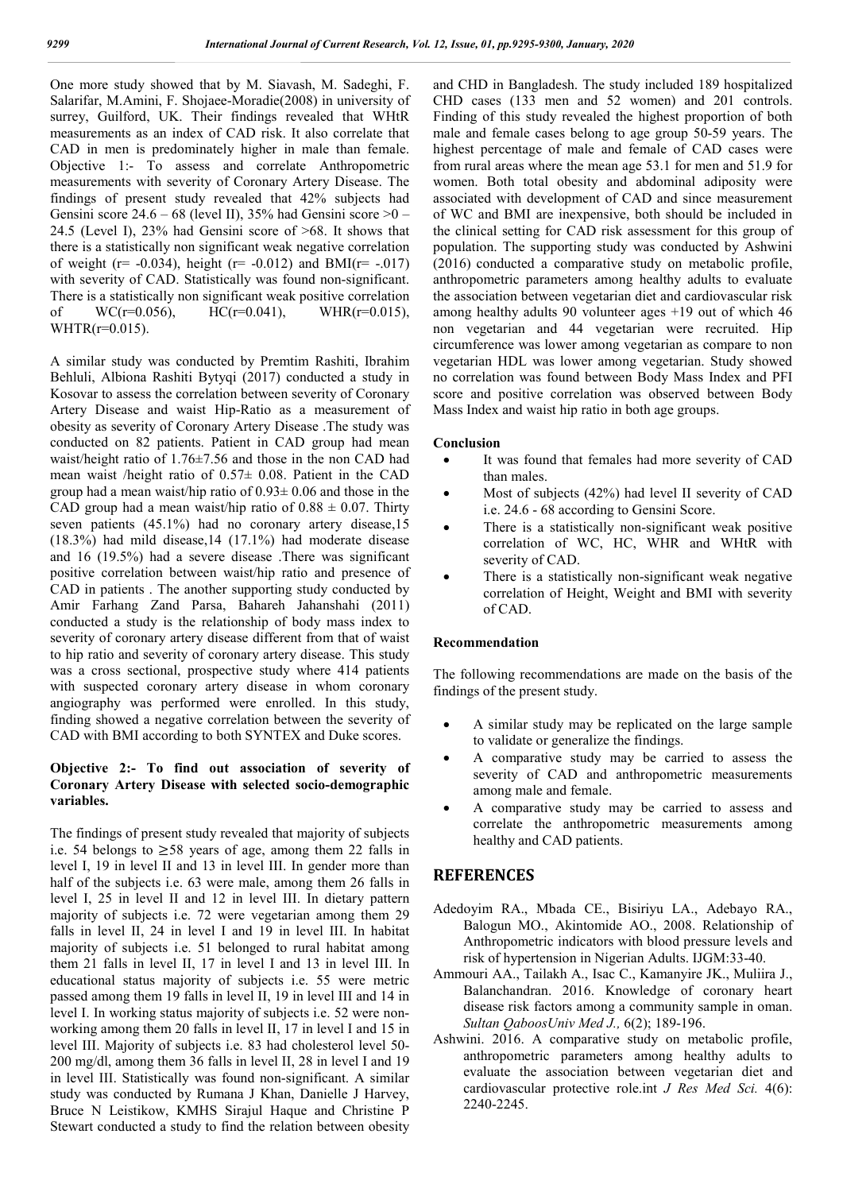One more study showed that by M. Siavash, M. Sadeghi, F. Salarifar, M.Amini, F. Shojaee-Moradie(2008) in university of surrey, Guilford, UK. Their findings revealed that WHtR measurements as an index of CAD risk. It also correlate that CAD in men is predominately higher in male than female. Objective 1:- To assess and correlate Anthropometric measurements with severity of Coronary Artery Disease. The findings of present study revealed that 42% subjects had Gensini score 24.6 – 68 (level II), 35% had Gensini score >0 – 24.5 (Level I), 23% had Gensini score of >68. It shows that there is a statistically non significant weak negative correlation of weight (r= -0.034), height (r= -0.012) and BMI(r= -.017) with severity of CAD. Statistically was found non-significant. There is a statistically non significant weak positive correlation of WC(r=0.056), HC(r=0.041), WHR(r=0.015), WHTR(r=0.015).

A similar study was conducted by Premtim Rashiti, Ibrahim Behluli, Albiona Rashiti Bytyqi (2017) conducted a study in Kosovar to assess the correlation between severity of Coronary Artery Disease and waist Hip-Ratio as a measurement of obesity as severity of Coronary Artery Disease .The study was conducted on 82 patients. Patient in CAD group had mean waist/height ratio of 1.76±7.56 and those in the non CAD had mean waist /height ratio of 0.57± 0.08. Patient in the CAD group had a mean waist/hip ratio of 0.93± 0.06 and those in the CAD group had a mean waist/hip ratio of 0.88 ± 0.07. Thirty seven patients (45.1%) had no coronary artery disease,15 (18.3%) had mild disease,14 (17.1%) had moderate disease and 16 (19.5%) had a severe disease .There was significant positive correlation between waist/hip ratio and presence of CAD in patients . The another supporting study conducted by Amir Farhang Zand Parsa, Bahareh Jahanshahi (2011) conducted a study is the relationship of body mass index to severity of coronary artery disease different from that of waist to hip ratio and severity of coronary artery disease. This study was a cross sectional, prospective study where 414 patients with suspected coronary artery disease in whom coronary angiography was performed were enrolled. In this study, finding showed a negative correlation between the severity of CAD with BMI according to both SYNTEX and Duke scores.

**Objective 2:- To find out association of severity of Coronary Artery Disease with selected socio-demographic variables.**

The findings of present study revealed that majority of subjects i.e. 54 belongs to ≥58 years of age, among them 22 falls in level I, 19 in level II and 13 in level III. In gender more than half of the subjects i.e. 63 were male, among them 26 falls in level I, 25 in level II and 12 in level III. In dietary pattern majority of subjects i.e. 72 were vegetarian among them 29 falls in level II, 24 in level I and 19 in level III. In habitat majority of subjects i.e. 51 belonged to rural habitat among them 21 falls in level II, 17 in level I and 13 in level III. In educational status majority of subjects i.e. 55 were metric passed among them 19 falls in level II, 19 in level III and 14 in level I. In working status majority of subjects i.e. 52 were non-working among them 20 falls in level II, 17 in level I and 15 in level III. Majority of subjects i.e. 83 had cholesterol level 50-200 mg/dl, among them 36 falls in level II, 28 in level I and 19 in level III. Statistically was found non-significant. A similar study was conducted by Rumana J Khan, Danielle J Harvey, Bruce N Leistikow, KMHS Sirajul Haque and Christine P Stewart conducted a study to find the relation between obesity and CHD in Bangladesh. The study included 189 hospitalized CHD cases (133 men and 52 women) and 201 controls. Finding of this study revealed the highest proportion of both male and female cases belong to age group 50-59 years. The highest percentage of male and female of CAD cases were from rural areas where the mean age 53.1 for men and 51.9 for women. Both total obesity and abdominal adiposity were associated with development of CAD and since measurement of WC and BMI are inexpensive, both should be included in the clinical setting for CAD risk assessment for this group of population. The supporting study was conducted by Ashwini (2016) conducted a comparative study on metabolic profile, anthropometric parameters among healthy adults to evaluate the association between vegetarian diet and cardiovascular risk among healthy adults 90 volunteer ages +19 out of which 46 non vegetarian and 44 vegetarian were recruited. Hip circumference was lower among vegetarian as compare to non vegetarian HDL was lower among vegetarian. Study showed no correlation was found between Body Mass Index and PFI score and positive correlation was observed between Body Mass Index and waist hip ratio in both age groups.

## Conclusion

- It was found that females had more severity of CAD than males.
- Most of subjects (42%) had level II severity of CAD i.e. 24.6 - 68 according to Gensini Score.
- There is a statistically non-significant weak positive correlation of WC, HC, WHR and WHtR with severity of CAD.
- There is a statistically non-significant weak negative correlation of Height, Weight and BMI with severity of CAD.

## Recommendation

The following recommendations are made on the basis of the findings of the present study.

- A similar study may be replicated on the large sample to validate or generalize the findings.
- A comparative study may be carried to assess the severity of CAD and anthropometric measurements among male and female.
- A comparative study may be carried to assess and correlate the anthropometric measurements among healthy and CAD patients.

# REFERENCES

Adedoyim RA., Mbada CE., Bisiriyu LA., Adebayo RA., Balogun MO., Akintomide AO., 2008. Relationship of Anthropometric indicators with blood pressure levels and risk of hypertension in Nigerian Adults. IJGM:33-40.

Ammouri AA., Tailakh A., Isac C., Kamanyire JK., Muliira J., Balanchandran. 2016. Knowledge of coronary heart disease risk factors among a community sample in oman. *Sultan QaboosUniv Med J.,* 6(2); 189-196.

Ashwini. 2016. A comparative study on metabolic profile, anthropometric parameters among healthy adults to evaluate the association between vegetarian diet and cardiovascular protective role.int *J Res Med Sci.* 4(6): 2240-2245.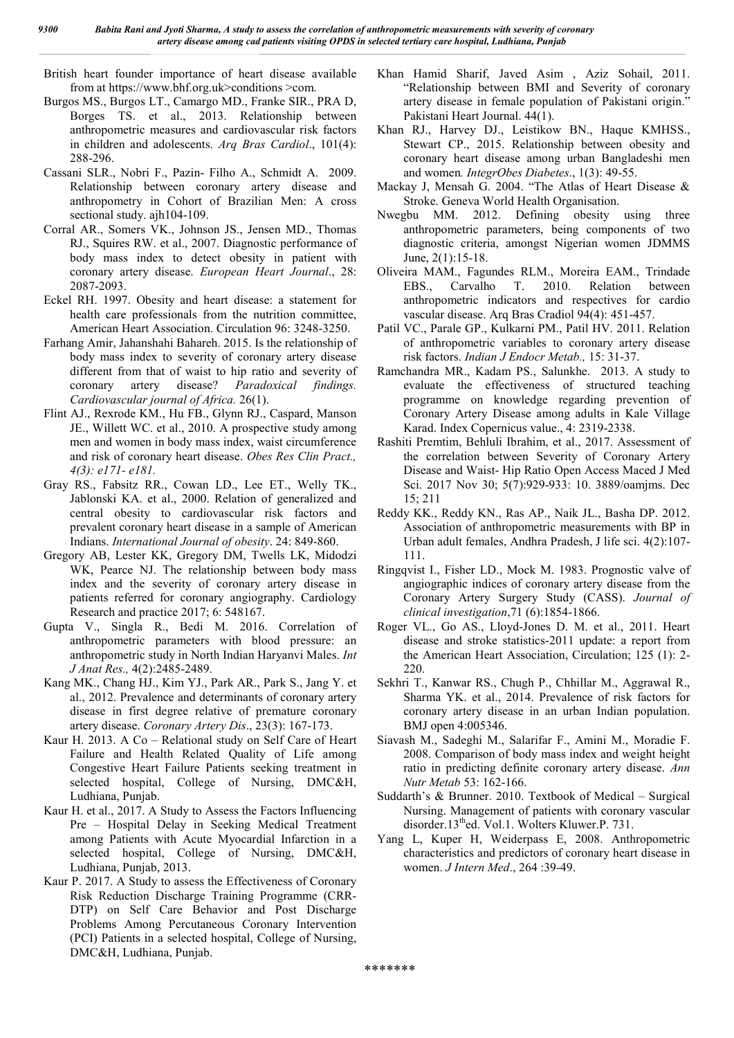British heart founder importance of heart disease available from at https://www.bhf.org.uk>conditions >com.

Burgos MS., Burgos LT., Camargo MD., Franke SIR., PRA D, Borges TS. et al., 2013. Relationship between anthropometric measures and cardiovascular risk factors in children and adolescents. *Arq Bras Cardiol*., 101(4): 288-296.

Cassani SLR., Nobri F., Pazin- Filho A., Schmidt A. 2009. Relationship between coronary artery disease and anthropometry in Cohort of Brazilian Men: A cross sectional study. ajh104-109.

Corral AR., Somers VK., Johnson JS., Jensen MD., Thomas RJ., Squires RW. et al., 2007. Diagnostic performance of body mass index to detect obesity in patient with coronary artery disease. *European Heart Journal*., 28: 2087-2093.

Eckel RH. 1997. Obesity and heart disease: a statement for health care professionals from the nutrition committee, American Heart Association. Circulation 96: 3248-3250.

Farhang Amir, Jahanshahi Bahareh. 2015. Is the relationship of body mass index to severity of coronary artery disease different from that of waist to hip ratio and severity of coronary artery disease? *Paradoxical findings. Cardiovascular journal of Africa.* 26(1).

Flint AJ., Rexrode KM., Hu FB., Glynn RJ., Caspard, Manson JE., Willett WC. et al., 2010. A prospective study among men and women in body mass index, waist circumference and risk of coronary heart disease. *Obes Res Clin Pract., 4(3): e171- e181.*

Gray RS., Fabsitz RR., Cowan LD., Lee ET., Welly TK., Jablonski KA. et al., 2000. Relation of generalized and central obesity to cardiovascular risk factors and prevalent coronary heart disease in a sample of American Indians. *International Journal of obesity*. 24: 849-860.

Gregory AB, Lester KK, Gregory DM, Twells LK, Midodzi WK, Pearce NJ. The relationship between body mass index and the severity of coronary artery disease in patients referred for coronary angiography. Cardiology Research and practice 2017; 6: 548167.

Gupta V., Singla R., Bedi M. 2016. Correlation of anthropometric parameters with blood pressure: an anthropometric study in North Indian Haryanvi Males. *Int J Anat Res.,* 4(2):2485-2489.

Kang MK., Chang HJ., Kim YJ., Park AR., Park S., Jang Y. et al., 2012. Prevalence and determinants of coronary artery disease in first degree relative of premature coronary artery disease. *Coronary Artery Dis*., 23(3): 167-173.

Kaur H. 2013. A Co – Relational study on Self Care of Heart Failure and Health Related Quality of Life among Congestive Heart Failure Patients seeking treatment in selected hospital, College of Nursing, DMC&H, Ludhiana, Punjab.

Kaur H. et al., 2017. A Study to Assess the Factors Influencing Pre – Hospital Delay in Seeking Medical Treatment among Patients with Acute Myocardial Infarction in a selected hospital, College of Nursing, DMC&H, Ludhiana, Punjab, 2013.

Kaur P. 2017. A Study to assess the Effectiveness of Coronary Risk Reduction Discharge Training Programme (CRR-DTP) on Self Care Behavior and Post Discharge Problems Among Percutaneous Coronary Intervention (PCI) Patients in a selected hospital, College of Nursing, DMC&H, Ludhiana, Punjab.

Khan Hamid Sharif, Javed Asim , Aziz Sohail, 2011. "Relationship between BMI and Severity of coronary artery disease in female population of Pakistani origin." Pakistani Heart Journal. 44(1).

Khan RJ., Harvey DJ., Leistikow BN., Haque KMHSS., Stewart CP., 2015. Relationship between obesity and coronary heart disease among urban Bangladeshi men and women*. IntegrObes Diabetes*., 1(3): 49-55.

Mackay J, Mensah G. 2004. "The Atlas of Heart Disease & Stroke. Geneva World Health Organisation.

Nwegbu MM. 2012. Defining obesity using three anthropometric parameters, being components of two diagnostic criteria, amongst Nigerian women JDMMS June, 2(1):15-18.

Oliveira MAM., Fagundes RLM., Moreira EAM., Trindade EBS., Carvalho T. 2010. Relation between anthropometric indicators and respectives for cardio vascular disease. Arq Bras Cradiol 94(4): 451-457.

Patil VC., Parale GP., Kulkarni PM., Patil HV. 2011. Relation of anthropometric variables to coronary artery disease risk factors. *Indian J Endocr Metab.,* 15: 31-37.

Ramchandra MR., Kadam PS., Salunkhe. 2013. A study to evaluate the effectiveness of structured teaching programme on knowledge regarding prevention of Coronary Artery Disease among adults in Kale Village Karad. Index Copernicus value., 4: 2319-2338.

Rashiti Premtim, Behluli Ibrahim, et al., 2017. Assessment of the correlation between Severity of Coronary Artery Disease and Waist- Hip Ratio Open Access Maced J Med Sci. 2017 Nov 30; 5(7):929-933: 10. 3889/oamjms. Dec 15; 211

Reddy KK., Reddy KN., Ras AP., Naik JL., Basha DP. 2012. Association of anthropometric measurements with BP in Urban adult females, Andhra Pradesh, J life sci. 4(2):107-111.

Ringqvist I., Fisher LD., Mock M. 1983. Prognostic valve of angiographic indices of coronary artery disease from the Coronary Artery Surgery Study (CASS). *Journal of clinical investigation*,71 (6):1854-1866.

Roger VL., Go AS., Lloyd-Jones D. M. et al., 2011. Heart disease and stroke statistics-2011 update: a report from the American Heart Association, Circulation; 125 (1): 2-220.

Sekhri T., Kanwar RS., Chugh P., Chhillar M., Aggrawal R., Sharma YK. et al., 2014. Prevalence of risk factors for coronary artery disease in an urban Indian population. BMJ open 4:005346.

Siavash M., Sadeghi M., Salarifar F., Amini M., Moradie F. 2008. Comparison of body mass index and weight height ratio in predicting definite coronary artery disease. *Ann Nutr Metab* 53: 162-166.

Suddarth's & Brunner. 2010. Textbook of Medical – Surgical Nursing. Management of patients with coronary vascular disorder.13th ed. Vol.1. Wolters Kluwer.P. 731.

Yang L, Kuper H, Weiderpass E, 2008. Anthropometric characteristics and predictors of coronary heart disease in women. *J Intern Med*., 264 :39-49.

\*\*\*\*\*\*\*